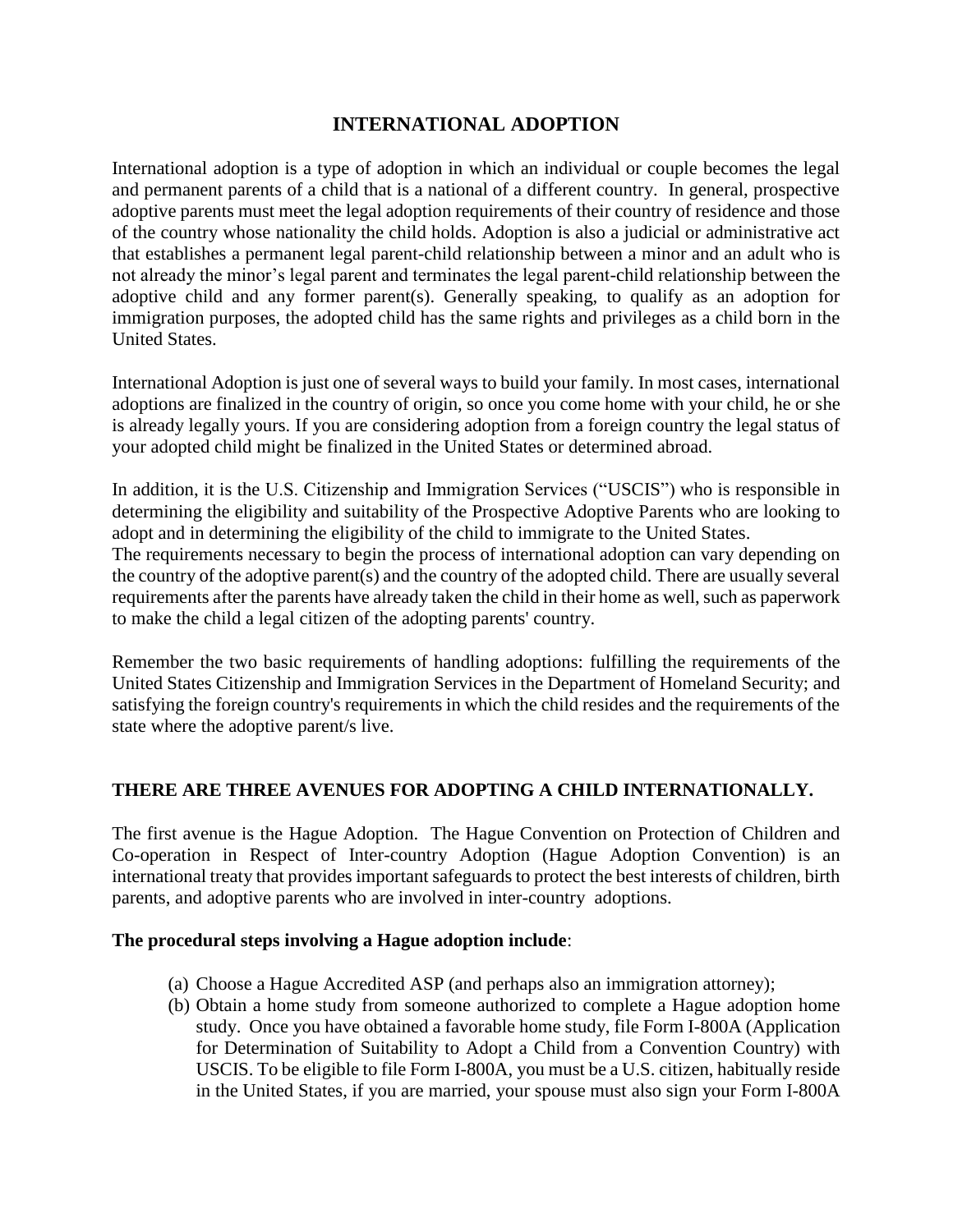# INTERNATIONAL ADOPTION

International adoption is a type of adoption in which an individual or couple becomes the legal and permanent parents of a child that is a national of a different country. In general, prospective adoptive parents must meet the legal adoption requirements of their country of residence and those of the country whose nationality the child holds. Adoption is also a judicial or administrative act that establishes a permanent legal parent-child relationship between a minor and an adult who is not already the minor's legal parent and terminates the legal parent-child relationship between the adoptive child and any former parent(s). Generally speaking, to qualify as an adoption for immigration purposes, the adopted child has the same rights and privileges as a child born in the United States.

International Adoption is just one of several ways to build your family. In most cases, international adoptions are finalized in the country of origin, so once you come home with your child, he or she is already legally yours. If you are considering adoption from a foreign country the legal status of your adopted child might be finalized in the United States or determined abroad.

In addition, it is the U.S. Citizenship and Immigration Services ("USCIS") who is responsible in determining the eligibility and suitability of the Prospective Adoptive Parents who are looking to adopt and in determining the eligibility of the child to immigrate to the United States.
The requirements necessary to begin the process of international adoption can vary depending on the country of the adoptive parent(s) and the country of the adopted child. There are usually several requirements after the parents have already taken the child in their home as well, such as paperwork to make the child a legal citizen of the adopting parents' country.

Remember the two basic requirements of handling adoptions: fulfilling the requirements of the United States Citizenship and Immigration Services in the Department of Homeland Security; and satisfying the foreign country's requirements in which the child resides and the requirements of the state where the adoptive parent/s live.

## THERE ARE THREE AVENUES FOR ADOPTING A CHILD INTERNATIONALLY.

The first avenue is the Hague Adoption. The Hague Convention on Protection of Children and Co-operation in Respect of Inter-country Adoption (Hague Adoption Convention) is an international treaty that provides important safeguards to protect the best interests of children, birth parents, and adoptive parents who are involved in inter-country adoptions.

**The procedural steps involving a Hague adoption include**:

(a) Choose a Hague Accredited ASP (and perhaps also an immigration attorney);

(b) Obtain a home study from someone authorized to complete a Hague adoption home study. Once you have obtained a favorable home study, file Form I-800A (Application for Determination of Suitability to Adopt a Child from a Convention Country) with USCIS. To be eligible to file Form I-800A, you must be a U.S. citizen, habitually reside in the United States, if you are married, your spouse must also sign your Form I-800A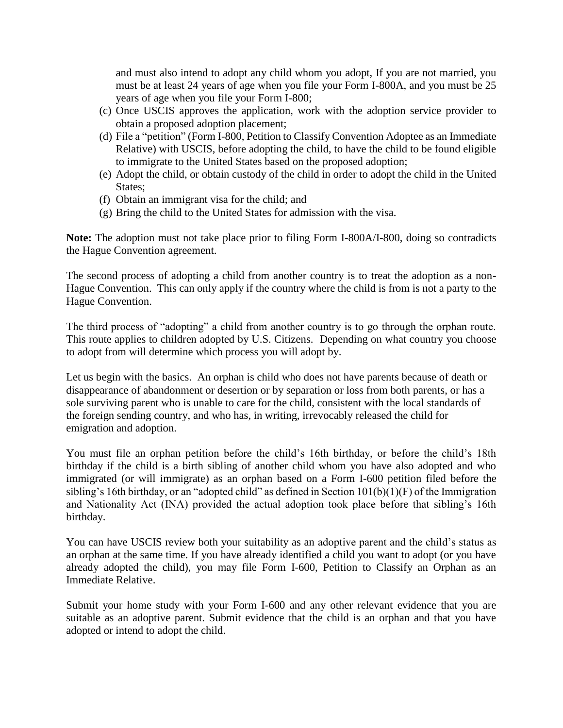and must also intend to adopt any child whom you adopt, If you are not married, you must be at least 24 years of age when you file your Form I-800A, and you must be 25 years of age when you file your Form I-800;

(c) Once USCIS approves the application, work with the adoption service provider to obtain a proposed adoption placement;
(d) File a "petition" (Form I-800, Petition to Classify Convention Adoptee as an Immediate Relative) with USCIS, before adopting the child, to have the child to be found eligible to immigrate to the United States based on the proposed adoption;
(e) Adopt the child, or obtain custody of the child in order to adopt the child in the United States;
(f) Obtain an immigrant visa for the child; and
(g) Bring the child to the United States for admission with the visa.

**Note:** The adoption must not take place prior to filing Form I-800A/I-800, doing so contradicts the Hague Convention agreement.

The second process of adopting a child from another country is to treat the adoption as a non-Hague Convention. This can only apply if the country where the child is from is not a party to the Hague Convention.

The third process of "adopting" a child from another country is to go through the orphan route. This route applies to children adopted by U.S. Citizens. Depending on what country you choose to adopt from will determine which process you will adopt by.

Let us begin with the basics. An orphan is child who does not have parents because of death or disappearance of abandonment or desertion or by separation or loss from both parents, or has a sole surviving parent who is unable to care for the child, consistent with the local standards of the foreign sending country, and who has, in writing, irrevocably released the child for emigration and adoption.

You must file an orphan petition before the child's 16th birthday, or before the child's 18th birthday if the child is a birth sibling of another child whom you have also adopted and who immigrated (or will immigrate) as an orphan based on a Form I-600 petition filed before the sibling's 16th birthday, or an "adopted child" as defined in Section 101(b)(1)(F) of the Immigration and Nationality Act (INA) provided the actual adoption took place before that sibling's 16th birthday.

You can have USCIS review both your suitability as an adoptive parent and the child's status as an orphan at the same time. If you have already identified a child you want to adopt (or you have already adopted the child), you may file Form I-600, Petition to Classify an Orphan as an Immediate Relative.

Submit your home study with your Form I-600 and any other relevant evidence that you are suitable as an adoptive parent. Submit evidence that the child is an orphan and that you have adopted or intend to adopt the child.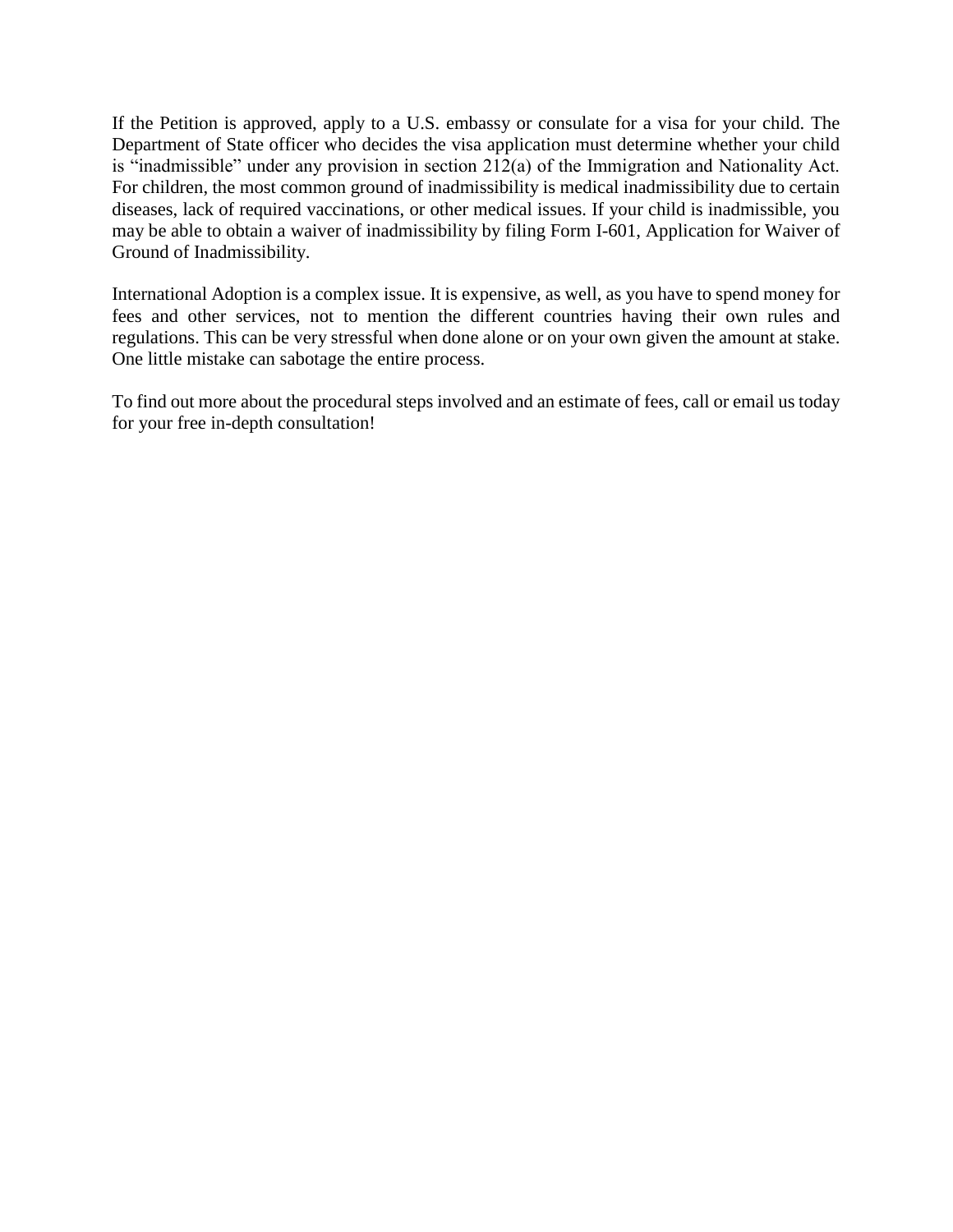If the Petition is approved, apply to a U.S. embassy or consulate for a visa for your child. The Department of State officer who decides the visa application must determine whether your child is "inadmissible" under any provision in section 212(a) of the Immigration and Nationality Act. For children, the most common ground of inadmissibility is medical inadmissibility due to certain diseases, lack of required vaccinations, or other medical issues. If your child is inadmissible, you may be able to obtain a waiver of inadmissibility by filing Form I-601, Application for Waiver of Ground of Inadmissibility.

International Adoption is a complex issue. It is expensive, as well, as you have to spend money for fees and other services, not to mention the different countries having their own rules and regulations. This can be very stressful when done alone or on your own given the amount at stake. One little mistake can sabotage the entire process.

To find out more about the procedural steps involved and an estimate of fees, call or email us today for your free in-depth consultation!